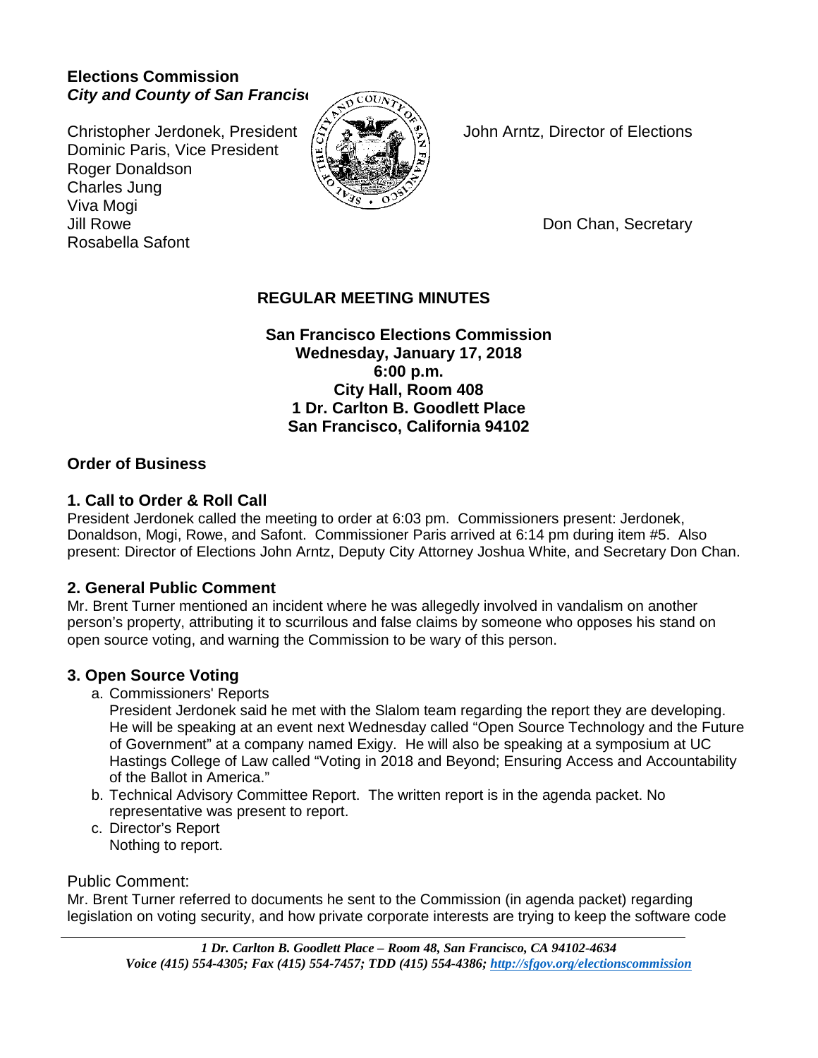**Elections Commission**
***City and County of San Francisco***

Christopher Jerdonek, President
Dominic Paris, Vice President
Roger Donaldson
Charles Jung
Viva Mogi
Jill Rowe
Rosabella Safont

John Arntz, Director of Elections

Don Chan, Secretary

## REGULAR MEETING MINUTES

**San Francisco Elections Commission**
**Wednesday, January 17, 2018**
**6:00 p.m.**
**City Hall, Room 408**
**1 Dr. Carlton B. Goodlett Place**
**San Francisco, California 94102**

## Order of Business

### 1. Call to Order & Roll Call

President Jerdonek called the meeting to order at 6:03 pm. Commissioners present: Jerdonek, Donaldson, Mogi, Rowe, and Safont. Commissioner Paris arrived at 6:14 pm during item #5. Also present: Director of Elections John Arntz, Deputy City Attorney Joshua White, and Secretary Don Chan.

### 2. General Public Comment

Mr. Brent Turner mentioned an incident where he was allegedly involved in vandalism on another person's property, attributing it to scurrilous and false claims by someone who opposes his stand on open source voting, and warning the Commission to be wary of this person.

### 3. Open Source Voting

a. Commissioners' Reports
   President Jerdonek said he met with the Slalom team regarding the report they are developing. He will be speaking at an event next Wednesday called "Open Source Technology and the Future of Government" at a company named Exigy. He will also be speaking at a symposium at UC Hastings College of Law called "Voting in 2018 and Beyond; Ensuring Access and Accountability of the Ballot in America."
b. Technical Advisory Committee Report. The written report is in the agenda packet. No representative was present to report.
c. Director's Report
   Nothing to report.

Public Comment:
Mr. Brent Turner referred to documents he sent to the Commission (in agenda packet) regarding legislation on voting security, and how private corporate interests are trying to keep the software code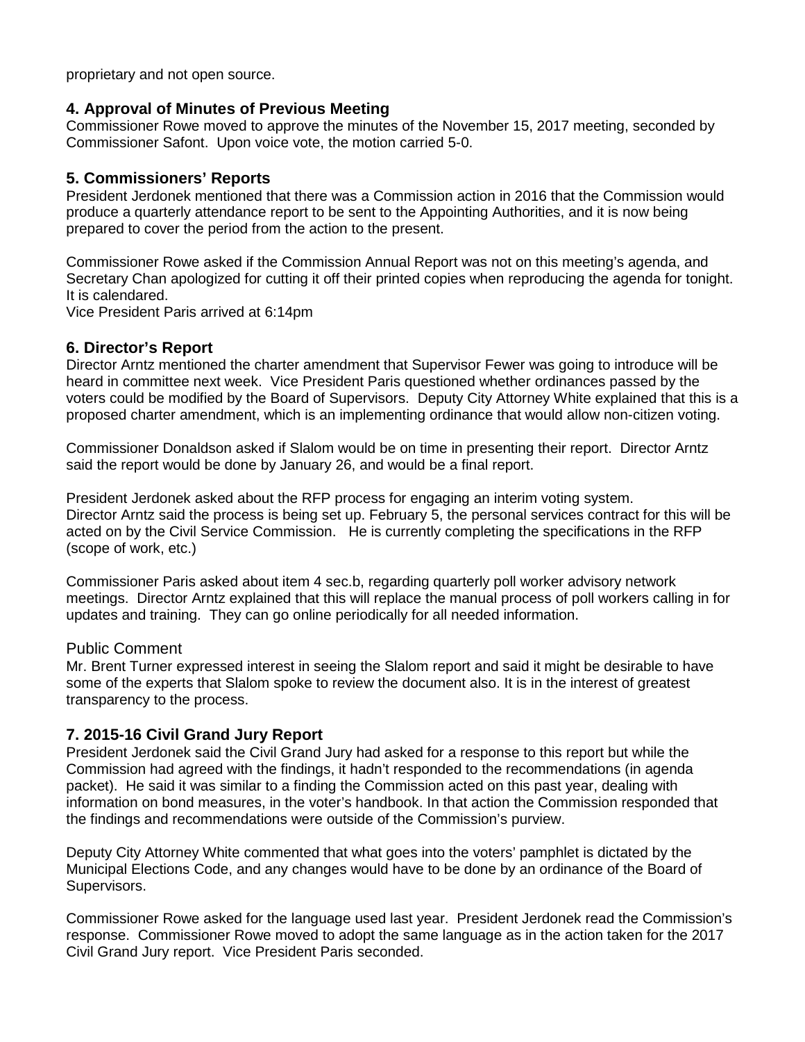proprietary and not open source.

## 4. Approval of Minutes of Previous Meeting

Commissioner Rowe moved to approve the minutes of the November 15, 2017 meeting, seconded by Commissioner Safont. Upon voice vote, the motion carried 5-0.

## 5. Commissioners' Reports

President Jerdonek mentioned that there was a Commission action in 2016 that the Commission would produce a quarterly attendance report to be sent to the Appointing Authorities, and it is now being prepared to cover the period from the action to the present.

Commissioner Rowe asked if the Commission Annual Report was not on this meeting's agenda, and Secretary Chan apologized for cutting it off their printed copies when reproducing the agenda for tonight. It is calendared.
Vice President Paris arrived at 6:14pm

## 6. Director's Report

Director Arntz mentioned the charter amendment that Supervisor Fewer was going to introduce will be heard in committee next week. Vice President Paris questioned whether ordinances passed by the voters could be modified by the Board of Supervisors. Deputy City Attorney White explained that this is a proposed charter amendment, which is an implementing ordinance that would allow non-citizen voting.

Commissioner Donaldson asked if Slalom would be on time in presenting their report. Director Arntz said the report would be done by January 26, and would be a final report.

President Jerdonek asked about the RFP process for engaging an interim voting system.
Director Arntz said the process is being set up. February 5, the personal services contract for this will be acted on by the Civil Service Commission. He is currently completing the specifications in the RFP (scope of work, etc.)

Commissioner Paris asked about item 4 sec.b, regarding quarterly poll worker advisory network meetings. Director Arntz explained that this will replace the manual process of poll workers calling in for updates and training. They can go online periodically for all needed information.

### Public Comment

Mr. Brent Turner expressed interest in seeing the Slalom report and said it might be desirable to have some of the experts that Slalom spoke to review the document also. It is in the interest of greatest transparency to the process.

## 7. 2015-16 Civil Grand Jury Report

President Jerdonek said the Civil Grand Jury had asked for a response to this report but while the Commission had agreed with the findings, it hadn't responded to the recommendations (in agenda packet). He said it was similar to a finding the Commission acted on this past year, dealing with information on bond measures, in the voter's handbook. In that action the Commission responded that the findings and recommendations were outside of the Commission's purview.

Deputy City Attorney White commented that what goes into the voters' pamphlet is dictated by the Municipal Elections Code, and any changes would have to be done by an ordinance of the Board of Supervisors.

Commissioner Rowe asked for the language used last year. President Jerdonek read the Commission's response. Commissioner Rowe moved to adopt the same language as in the action taken for the 2017 Civil Grand Jury report. Vice President Paris seconded.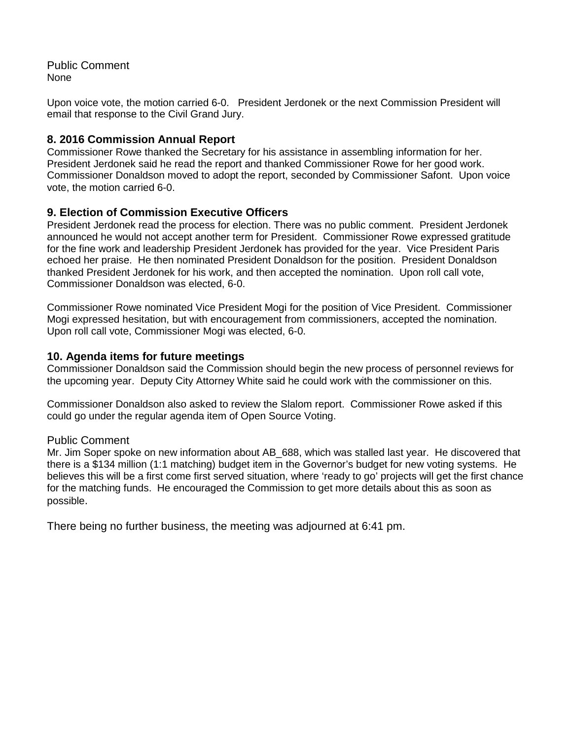Public Comment

None

Upon voice vote, the motion carried 6-0. President Jerdonek or the next Commission President will email that response to the Civil Grand Jury.

### 8. 2016 Commission Annual Report

Commissioner Rowe thanked the Secretary for his assistance in assembling information for her. President Jerdonek said he read the report and thanked Commissioner Rowe for her good work. Commissioner Donaldson moved to adopt the report, seconded by Commissioner Safont. Upon voice vote, the motion carried 6-0.

### 9. Election of Commission Executive Officers

President Jerdonek read the process for election. There was no public comment. President Jerdonek announced he would not accept another term for President. Commissioner Rowe expressed gratitude for the fine work and leadership President Jerdonek has provided for the year. Vice President Paris echoed her praise. He then nominated President Donaldson for the position. President Donaldson thanked President Jerdonek for his work, and then accepted the nomination. Upon roll call vote, Commissioner Donaldson was elected, 6-0.

Commissioner Rowe nominated Vice President Mogi for the position of Vice President. Commissioner Mogi expressed hesitation, but with encouragement from commissioners, accepted the nomination. Upon roll call vote, Commissioner Mogi was elected, 6-0.

### 10. Agenda items for future meetings

Commissioner Donaldson said the Commission should begin the new process of personnel reviews for the upcoming year. Deputy City Attorney White said he could work with the commissioner on this.

Commissioner Donaldson also asked to review the Slalom report. Commissioner Rowe asked if this could go under the regular agenda item of Open Source Voting.

Public Comment

Mr. Jim Soper spoke on new information about AB_688, which was stalled last year. He discovered that there is a $134 million (1:1 matching) budget item in the Governor's budget for new voting systems. He believes this will be a first come first served situation, where 'ready to go' projects will get the first chance for the matching funds. He encouraged the Commission to get more details about this as soon as possible.

There being no further business, the meeting was adjourned at 6:41 pm.